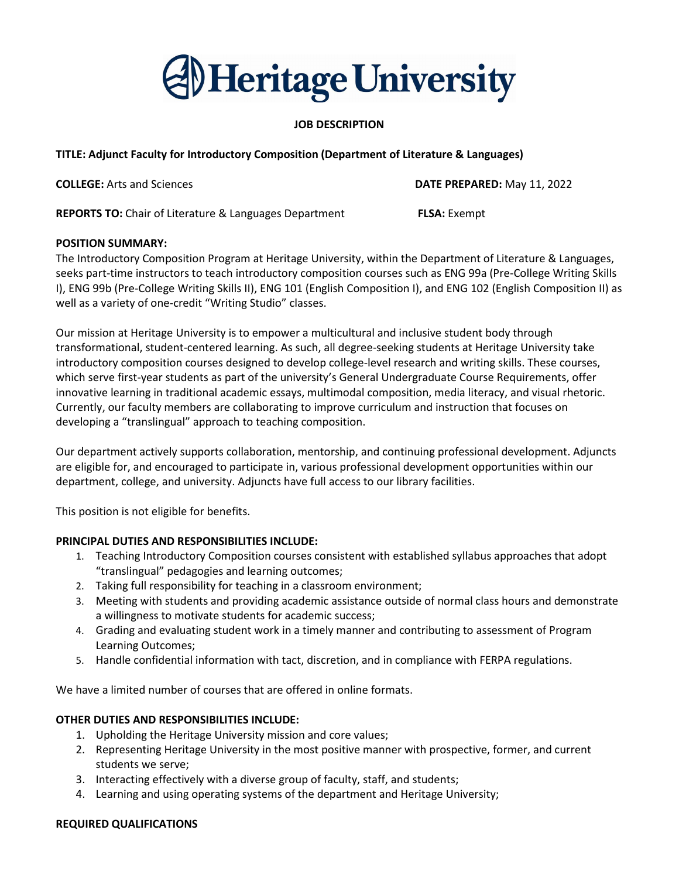# Heritage University

**JOB DESCRIPTION**

**TITLE: Adjunct Faculty for Introductory Composition (Department of Literature & Languages)**

**COLLEGE:** Arts and Sciences  **DATE PREPARED:** May 11, 2022

**REPORTS TO:** Chair of Literature & Languages Department  **FLSA:** Exempt

**POSITION SUMMARY:**

The Introductory Composition Program at Heritage University, within the Department of Literature & Languages, seeks part-time instructors to teach introductory composition courses such as ENG 99a (Pre-College Writing Skills I), ENG 99b (Pre-College Writing Skills II), ENG 101 (English Composition I), and ENG 102 (English Composition II) as well as a variety of one-credit "Writing Studio" classes.

Our mission at Heritage University is to empower a multicultural and inclusive student body through transformational, student-centered learning. As such, all degree-seeking students at Heritage University take introductory composition courses designed to develop college-level research and writing skills. These courses, which serve first-year students as part of the university's General Undergraduate Course Requirements, offer innovative learning in traditional academic essays, multimodal composition, media literacy, and visual rhetoric. Currently, our faculty members are collaborating to improve curriculum and instruction that focuses on developing a "translingual" approach to teaching composition.

Our department actively supports collaboration, mentorship, and continuing professional development. Adjuncts are eligible for, and encouraged to participate in, various professional development opportunities within our department, college, and university. Adjuncts have full access to our library facilities.

This position is not eligible for benefits.

**PRINCIPAL DUTIES AND RESPONSIBILITIES INCLUDE:**

1. Teaching Introductory Composition courses consistent with established syllabus approaches that adopt "translingual" pedagogies and learning outcomes;
2. Taking full responsibility for teaching in a classroom environment;
3. Meeting with students and providing academic assistance outside of normal class hours and demonstrate a willingness to motivate students for academic success;
4. Grading and evaluating student work in a timely manner and contributing to assessment of Program Learning Outcomes;
5. Handle confidential information with tact, discretion, and in compliance with FERPA regulations.

We have a limited number of courses that are offered in online formats.

**OTHER DUTIES AND RESPONSIBILITIES INCLUDE:**

1. Upholding the Heritage University mission and core values;
2. Representing Heritage University in the most positive manner with prospective, former, and current students we serve;
3. Interacting effectively with a diverse group of faculty, staff, and students;
4. Learning and using operating systems of the department and Heritage University;

**REQUIRED QUALIFICATIONS**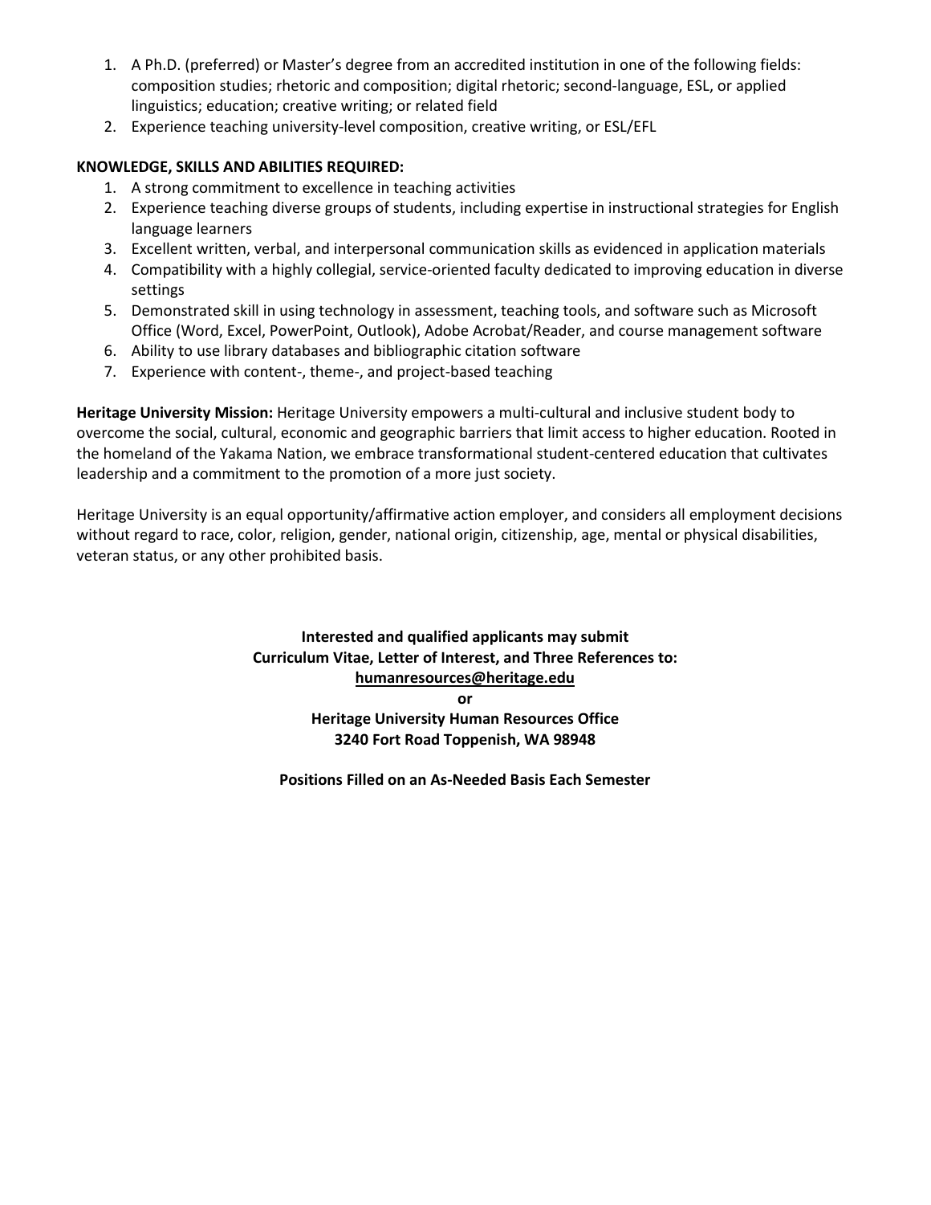1. A Ph.D. (preferred) or Master's degree from an accredited institution in one of the following fields: composition studies; rhetoric and composition; digital rhetoric; second-language, ESL, or applied linguistics; education; creative writing; or related field
2. Experience teaching university-level composition, creative writing, or ESL/EFL

**KNOWLEDGE, SKILLS AND ABILITIES REQUIRED:**

1. A strong commitment to excellence in teaching activities
2. Experience teaching diverse groups of students, including expertise in instructional strategies for English language learners
3. Excellent written, verbal, and interpersonal communication skills as evidenced in application materials
4. Compatibility with a highly collegial, service-oriented faculty dedicated to improving education in diverse settings
5. Demonstrated skill in using technology in assessment, teaching tools, and software such as Microsoft Office (Word, Excel, PowerPoint, Outlook), Adobe Acrobat/Reader, and course management software
6. Ability to use library databases and bibliographic citation software
7. Experience with content-, theme-, and project-based teaching

**Heritage University Mission:** Heritage University empowers a multi-cultural and inclusive student body to overcome the social, cultural, economic and geographic barriers that limit access to higher education. Rooted in the homeland of the Yakama Nation, we embrace transformational student-centered education that cultivates leadership and a commitment to the promotion of a more just society.

Heritage University is an equal opportunity/affirmative action employer, and considers all employment decisions without regard to race, color, religion, gender, national origin, citizenship, age, mental or physical disabilities, veteran status, or any other prohibited basis.

**Interested and qualified applicants may submit**
**Curriculum Vitae, Letter of Interest, and Three References to:**
**humanresources@heritage.edu**
**or**
**Heritage University Human Resources Office**
**3240 Fort Road Toppenish, WA 98948**

**Positions Filled on an As-Needed Basis Each Semester**